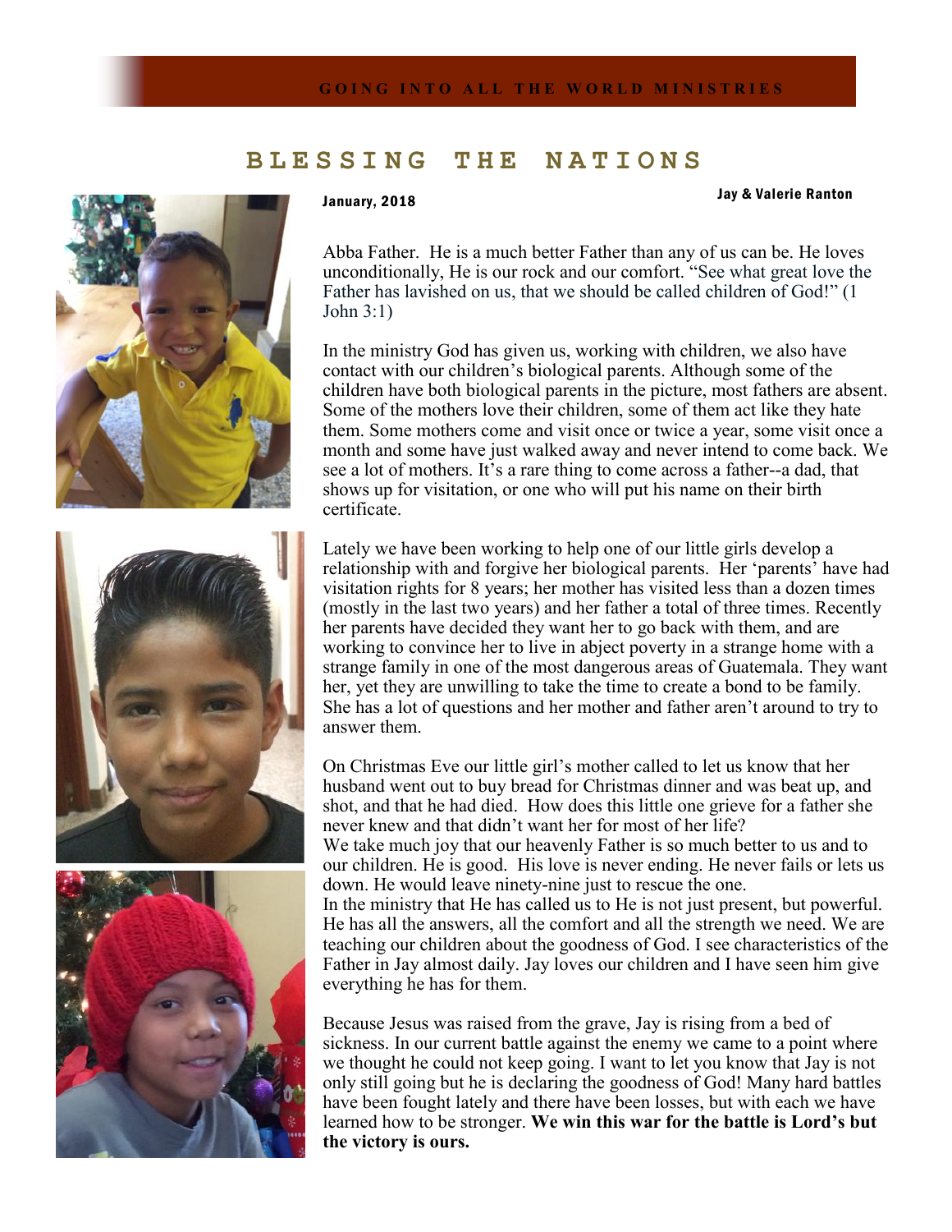GOING INTO ALL THE WORLD MINISTRIES

# BLESSING THE NATIONS

January, 2018

Jay & Valerie Ranton

Abba Father. He is a much better Father than any of us can be. He loves unconditionally, He is our rock and our comfort. "See what great love the Father has lavished on us, that we should be called children of God!" (1 John 3:1)

In the ministry God has given us, working with children, we also have contact with our children's biological parents. Although some of the children have both biological parents in the picture, most fathers are absent. Some of the mothers love their children, some of them act like they hate them. Some mothers come and visit once or twice a year, some visit once a month and some have just walked away and never intend to come back. We see a lot of mothers. It's a rare thing to come across a father--a dad, that shows up for visitation, or one who will put his name on their birth certificate.

Lately we have been working to help one of our little girls develop a relationship with and forgive her biological parents. Her 'parents' have had visitation rights for 8 years; her mother has visited less than a dozen times (mostly in the last two years) and her father a total of three times. Recently her parents have decided they want her to go back with them, and are working to convince her to live in abject poverty in a strange home with a strange family in one of the most dangerous areas of Guatemala. They want her, yet they are unwilling to take the time to create a bond to be family. She has a lot of questions and her mother and father aren't around to try to answer them.

On Christmas Eve our little girl's mother called to let us know that her husband went out to buy bread for Christmas dinner and was beat up, and shot, and that he had died. How does this little one grieve for a father she never knew and that didn't want her for most of her life?
We take much joy that our heavenly Father is so much better to us and to our children. He is good. His love is never ending. He never fails or lets us down. He would leave ninety-nine just to rescue the one.
In the ministry that He has called us to He is not just present, but powerful. He has all the answers, all the comfort and all the strength we need. We are teaching our children about the goodness of God. I see characteristics of the Father in Jay almost daily. Jay loves our children and I have seen him give everything he has for them.

Because Jesus was raised from the grave, Jay is rising from a bed of sickness. In our current battle against the enemy we came to a point where we thought he could not keep going. I want to let you know that Jay is not only still going but he is declaring the goodness of God! Many hard battles have been fought lately and there have been losses, but with each we have learned how to be stronger. **We win this war for the battle is Lord's but the victory is ours.**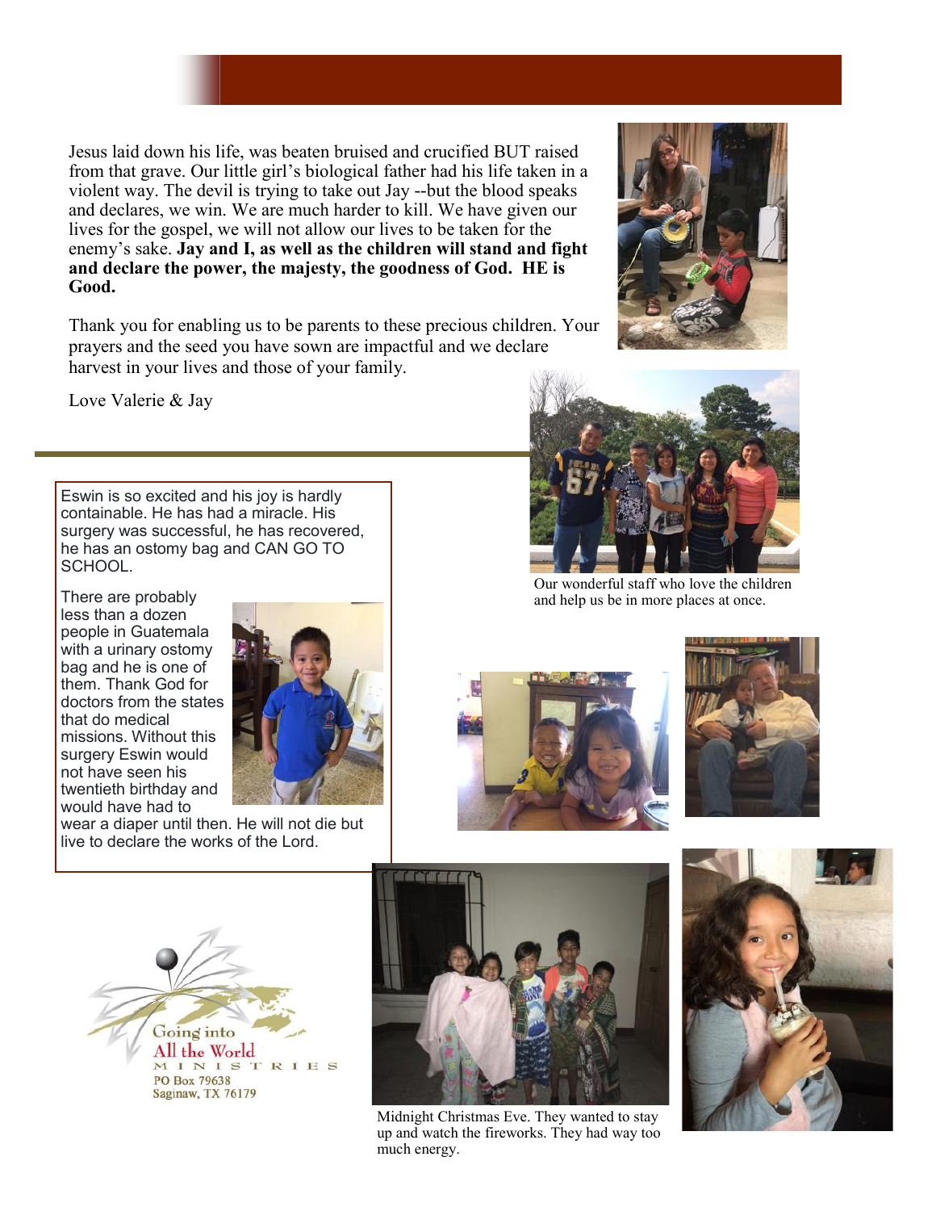Jesus laid down his life, was beaten bruised and crucified BUT raised from that grave. Our little girl's biological father had his life taken in a violent way. The devil is trying to take out Jay --but the blood speaks and declares, we win. We are much harder to kill. We have given our lives for the gospel, we will not allow our lives to be taken for the enemy's sake. **Jay and I, as well as the children will stand and fight and declare the power, the majesty, the goodness of God. HE is Good.**

Thank you for enabling us to be parents to these precious children. Your prayers and the seed you have sown are impactful and we declare harvest in your lives and those of your family.

Love Valerie & Jay

Our wonderful staff who love the children and help us be in more places at once.

Eswin is so excited and his joy is hardly containable. He has had a miracle. His surgery was successful, he has recovered, he has an ostomy bag and CAN GO TO SCHOOL.

There are probably less than a dozen people in Guatemala with a urinary ostomy bag and he is one of them. Thank God for doctors from the states that do medical missions. Without this surgery Eswin would not have seen his twentieth birthday and would have had to wear a diaper until then. He will not die but live to declare the works of the Lord.

Going into All the World MINISTRIES
PO Box 79638
Saginaw, TX 76179

Midnight Christmas Eve. They wanted to stay up and watch the fireworks. They had way too much energy.